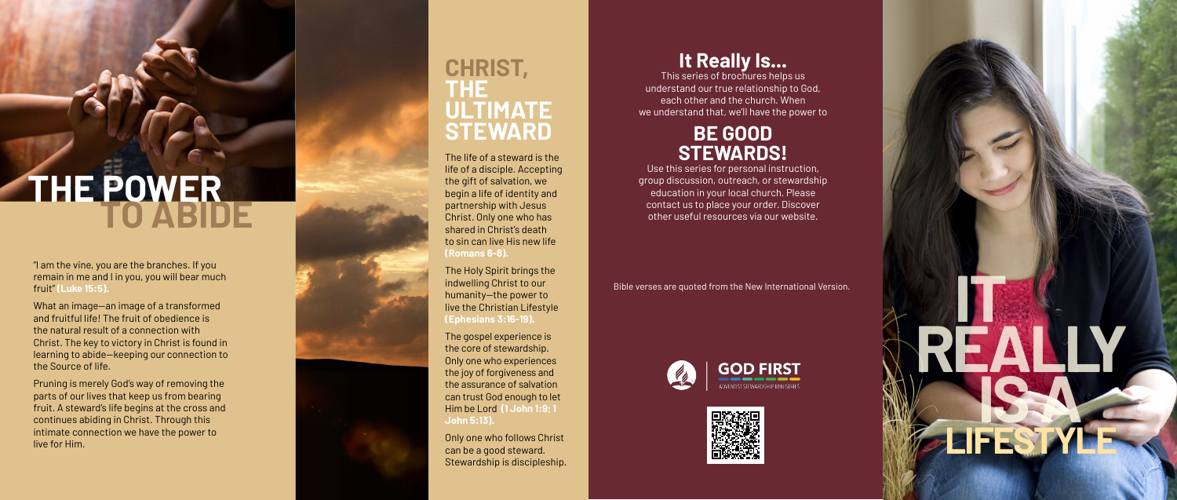# THE POWER TO ABIDE

"I am the vine, you are the branches. If you remain in me and I in you, you will bear much fruit" **(Luke 15:5).**

What an image—an image of a transformed and fruitful life! The fruit of obedience is the natural result of a connection with Christ. The key to victory in Christ is found in learning to abide—keeping our connection to the Source of life.

Pruning is merely God's way of removing the parts of our lives that keep us from bearing fruit. A steward's life begins at the cross and continues abiding in Christ. Through this intimate connection we have the power to live for Him.

## CHRIST, THE ULTIMATE STEWARD

The life of a steward is the life of a disciple. Accepting the gift of salvation, we begin a life of identity and partnership with Jesus Christ. Only one who has shared in Christ's death to sin can live His new life **(Romans 6-8).**

The Holy Spirit brings the indwelling Christ to our humanity—the power to live the Christian Lifestyle **(Ephesians 3:16-19).**

The gospel experience is the core of stewardship. Only one who experiences the joy of forgiveness and the assurance of salvation can trust God enough to let Him be Lord **(1 John 1:9; 1 John 5:13).**

Only one who follows Christ can be a good steward. Stewardship is discipleship.

## It Really Is...

This series of brochures helps us understand our true relationship to God, each other and the church. When we understand that, we'll have the power to

## BE GOOD STEWARDS!

Use this series for personal instruction, group discussion, outreach, or stewardship education in your local church. Please contact us to place your order. Discover other useful resources via our website.

Bible verses are quoted from the New International Version.

GOD FIRST
ADVENTIST STEWARDSHIP MINISTRIES

# IT REALLY IS A LIFESTYLE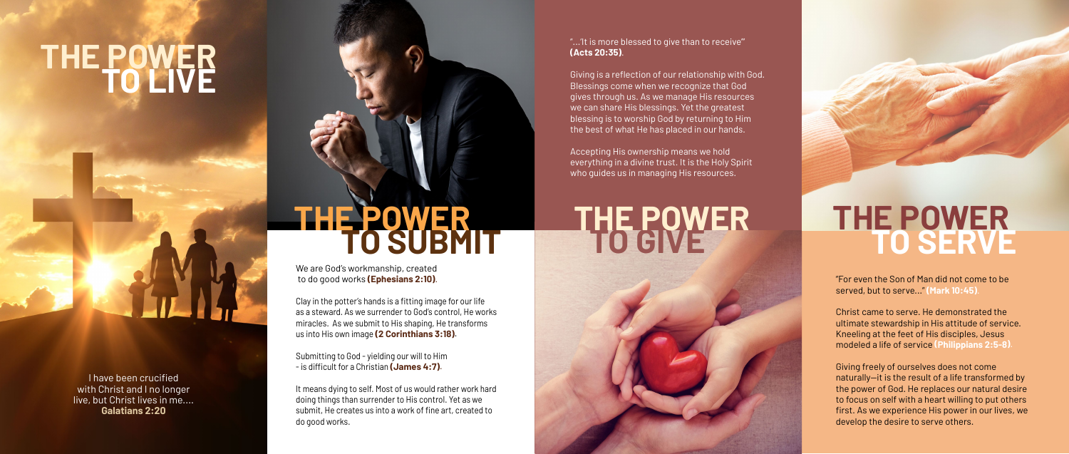# THE POWER TO LIVE

I have been crucified with Christ and I no longer live, but Christ lives in me.... **Galatians 2:20**

# THE POWER TO SUBMIT

We are God's workmanship, created to do good works **(Ephesians 2:10)**.

Clay in the potter's hands is a fitting image for our life as a steward. As we surrender to God's control, He works miracles. As we submit to His shaping, He transforms us into His own image **(2 Corinthians 3:18)**.

Submitting to God - yielding our will to Him - is difficult for a Christian **(James 4:7)**.

It means dying to self. Most of us would rather work hard doing things than surrender to His control. Yet as we submit, He creates us into a work of fine art, created to do good works.

# THE POWER TO GIVE

"...'It is more blessed to give than to receive'" **(Acts 20:35)**.

Giving is a reflection of our relationship with God. Blessings come when we recognize that God gives through us. As we manage His resources we can share His blessings. Yet the greatest blessing is to worship God by returning to Him the best of what He has placed in our hands.

Accepting His ownership means we hold everything in a divine trust. It is the Holy Spirit who guides us in managing His resources.

# THE POWER TO SERVE

"For even the Son of Man did not come to be served, but to serve..." **(Mark 10:45)**.

Christ came to serve. He demonstrated the ultimate stewardship in His attitude of service. Kneeling at the feet of His disciples, Jesus modeled a life of service **(Philippians 2:5-8)**.

Giving freely of ourselves does not come naturally—it is the result of a life transformed by the power of God. He replaces our natural desire to focus on self with a heart willing to put others first. As we experience His power in our lives, we develop the desire to serve others.